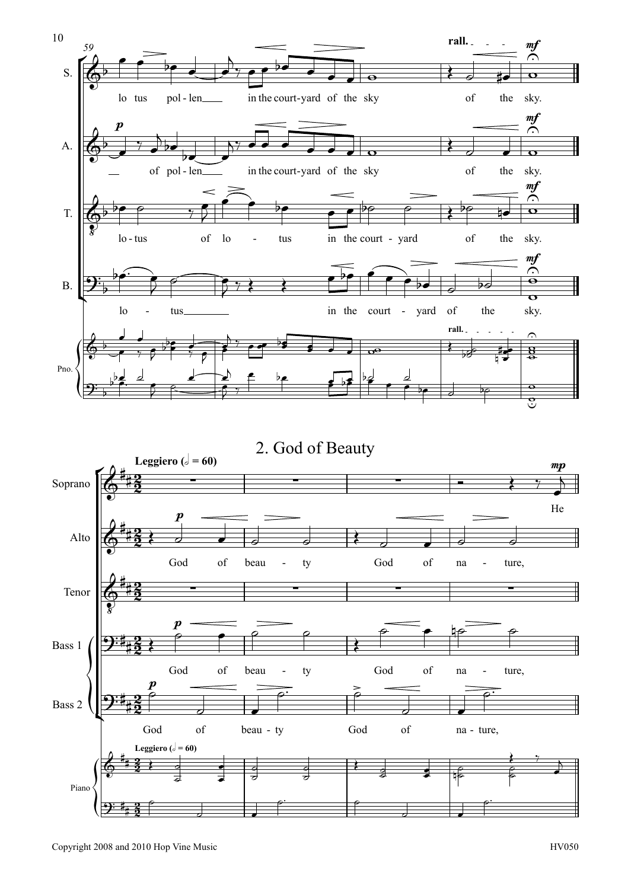## 2. God of Beauty

**Leggiero (𝅗𝅥 = 60)**

Copyright 2008 and 2010 Hop Vine Music

HV050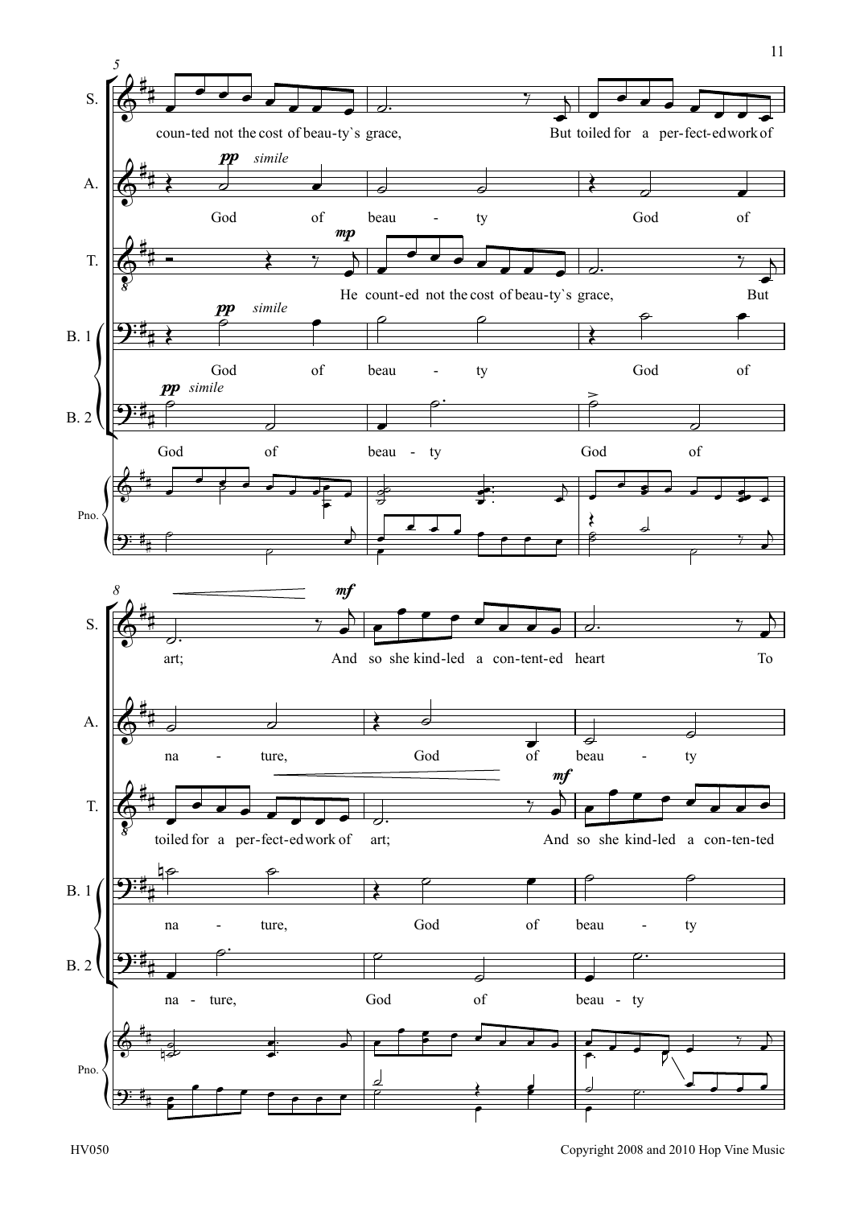S. coun-ted not the cost of beau-ty`s grace, But toiled for a per-fect-ed work of

A. *pp simile* God of beau - ty God of

T. *mp* He count-ed not the cost of beau-ty`s grace, But

B. 1 *pp simile* God of beau - ty God of

B. 2 *pp simile* God of beau - ty God of

Pno.

S. art; *mf* And so she kind-led a con-tent-ed heart To

A. na - ture, God of beau - ty

T. toiled for a per-fect-ed work of art; *mf* And so she kind-led a con-ten-ted

B. 1 na - ture, God of beau - ty

B. 2 na - ture, God of beau - ty

Pno.